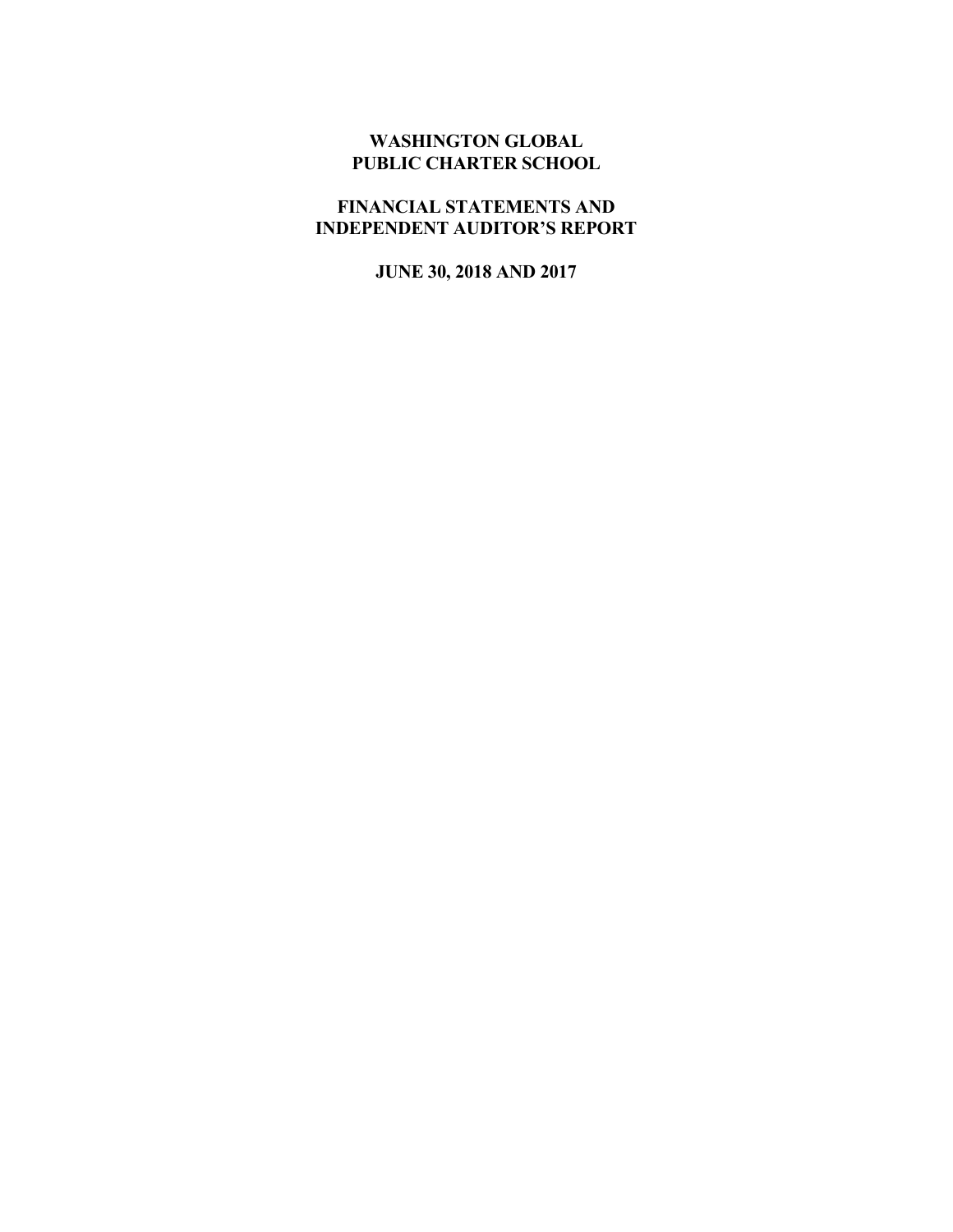# WASHINGTON GLOBAL PUBLIC CHARTER SCHOOL

## FINANCIAL STATEMENTS AND INDEPENDENT AUDITOR'S REPORT

### JUNE 30, 2018 AND 2017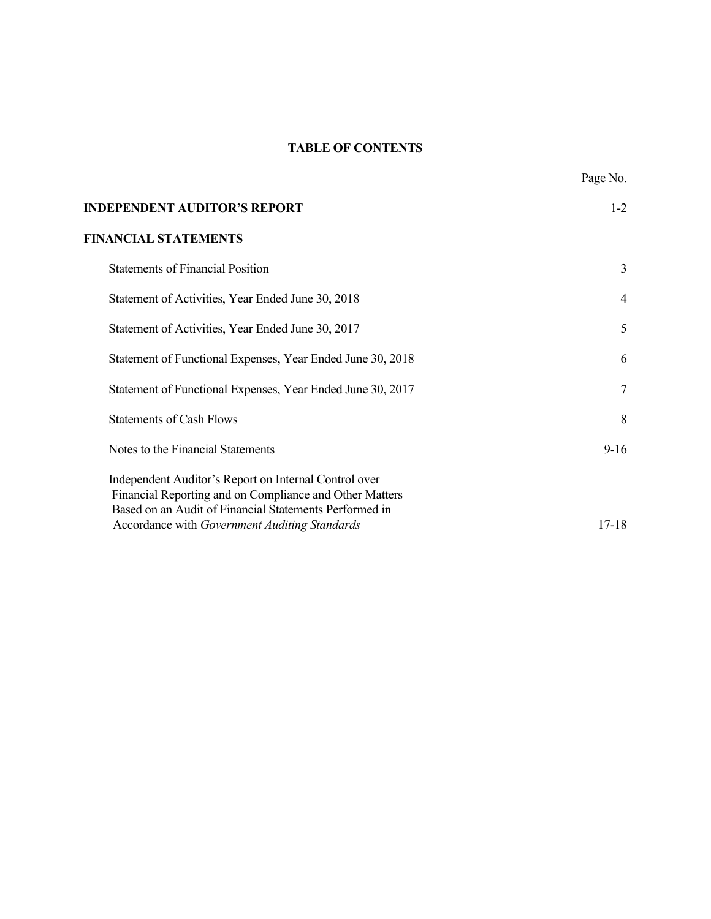# TABLE OF CONTENTS

| | Page No. |
|---|---|
| **INDEPENDENT AUDITOR'S REPORT** | 1-2 |
| **FINANCIAL STATEMENTS** | |
| Statements of Financial Position | 3 |
| Statement of Activities, Year Ended June 30, 2018 | 4 |
| Statement of Activities, Year Ended June 30, 2017 | 5 |
| Statement of Functional Expenses, Year Ended June 30, 2018 | 6 |
| Statement of Functional Expenses, Year Ended June 30, 2017 | 7 |
| Statements of Cash Flows | 8 |
| Notes to the Financial Statements | 9-16 |
| Independent Auditor's Report on Internal Control over Financial Reporting and on Compliance and Other Matters Based on an Audit of Financial Statements Performed in Accordance with *Government Auditing Standards* | 17-18 |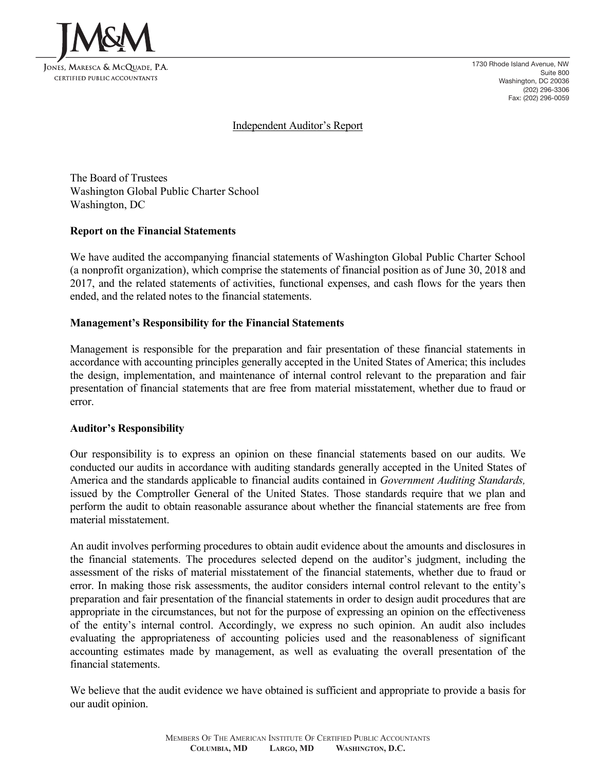JM&M

JONES, MARESCA & MCQUADE, P.A.
CERTIFIED PUBLIC ACCOUNTANTS

1730 Rhode Island Avenue, NW
Suite 800
Washington, DC 20036
(202) 296-3306
Fax: (202) 296-0059

# Independent Auditor's Report

The Board of Trustees
Washington Global Public Charter School
Washington, DC

## Report on the Financial Statements

We have audited the accompanying financial statements of Washington Global Public Charter School (a nonprofit organization), which comprise the statements of financial position as of June 30, 2018 and 2017, and the related statements of activities, functional expenses, and cash flows for the years then ended, and the related notes to the financial statements.

## Management's Responsibility for the Financial Statements

Management is responsible for the preparation and fair presentation of these financial statements in accordance with accounting principles generally accepted in the United States of America; this includes the design, implementation, and maintenance of internal control relevant to the preparation and fair presentation of financial statements that are free from material misstatement, whether due to fraud or error.

## Auditor's Responsibility

Our responsibility is to express an opinion on these financial statements based on our audits. We conducted our audits in accordance with auditing standards generally accepted in the United States of America and the standards applicable to financial audits contained in *Government Auditing Standards,* issued by the Comptroller General of the United States. Those standards require that we plan and perform the audit to obtain reasonable assurance about whether the financial statements are free from material misstatement.

An audit involves performing procedures to obtain audit evidence about the amounts and disclosures in the financial statements. The procedures selected depend on the auditor's judgment, including the assessment of the risks of material misstatement of the financial statements, whether due to fraud or error. In making those risk assessments, the auditor considers internal control relevant to the entity's preparation and fair presentation of the financial statements in order to design audit procedures that are appropriate in the circumstances, but not for the purpose of expressing an opinion on the effectiveness of the entity's internal control. Accordingly, we express no such opinion. An audit also includes evaluating the appropriateness of accounting policies used and the reasonableness of significant accounting estimates made by management, as well as evaluating the overall presentation of the financial statements.

We believe that the audit evidence we have obtained is sufficient and appropriate to provide a basis for our audit opinion.

MEMBERS OF THE AMERICAN INSTITUTE OF CERTIFIED PUBLIC ACCOUNTANTS
**COLUMBIA, MD LARGO, MD WASHINGTON, D.C.**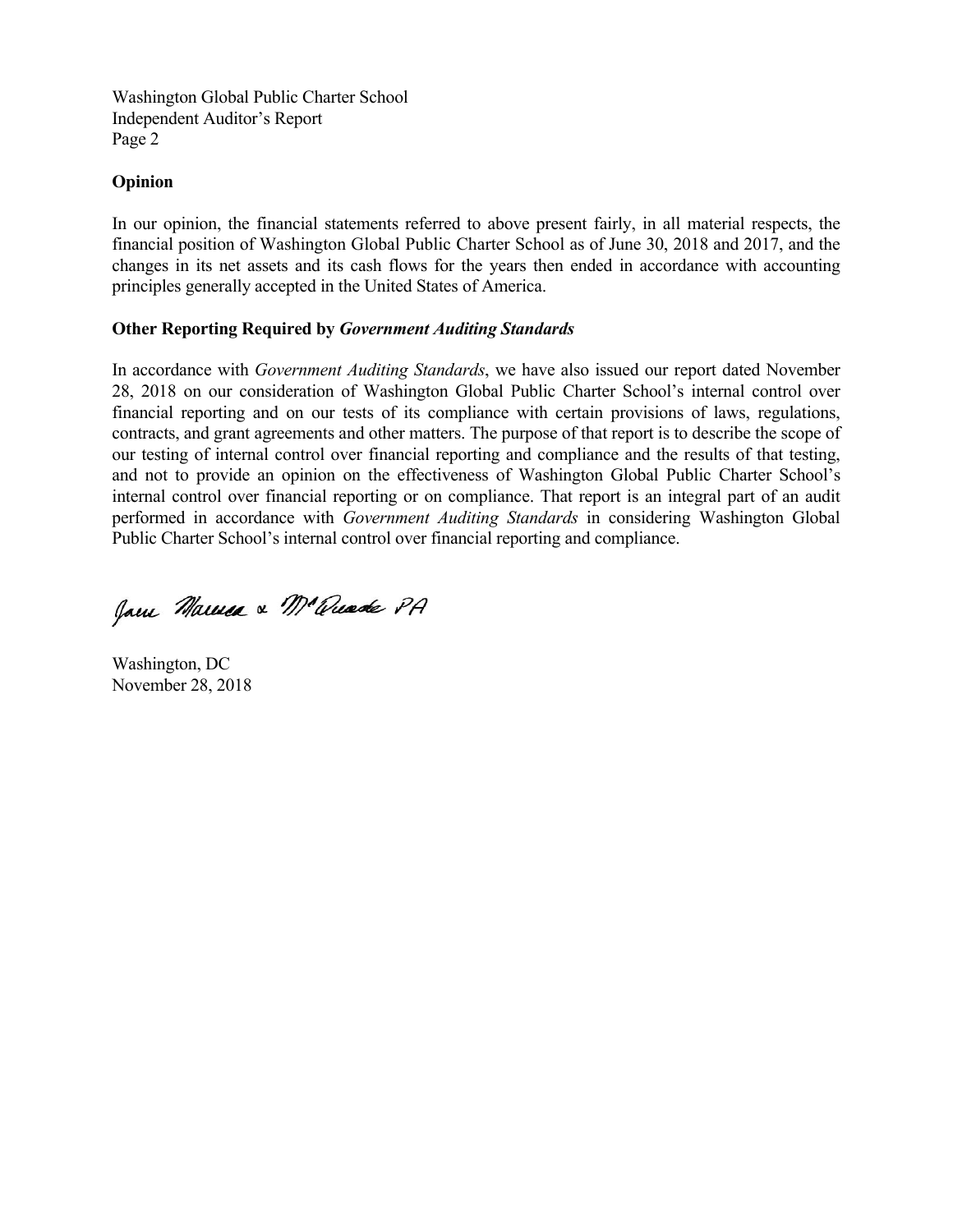## Opinion

In our opinion, the financial statements referred to above present fairly, in all material respects, the financial position of Washington Global Public Charter School as of June 30, 2018 and 2017, and the changes in its net assets and its cash flows for the years then ended in accordance with accounting principles generally accepted in the United States of America.

## Other Reporting Required by *Government Auditing Standards*

In accordance with *Government Auditing Standards*, we have also issued our report dated November 28, 2018 on our consideration of Washington Global Public Charter School's internal control over financial reporting and on our tests of its compliance with certain provisions of laws, regulations, contracts, and grant agreements and other matters. The purpose of that report is to describe the scope of our testing of internal control over financial reporting and compliance and the results of that testing, and not to provide an opinion on the effectiveness of Washington Global Public Charter School's internal control over financial reporting or on compliance. That report is an integral part of an audit performed in accordance with *Government Auditing Standards* in considering Washington Global Public Charter School's internal control over financial reporting and compliance.

Jones Marrero & McQuade PA

Washington, DC
November 28, 2018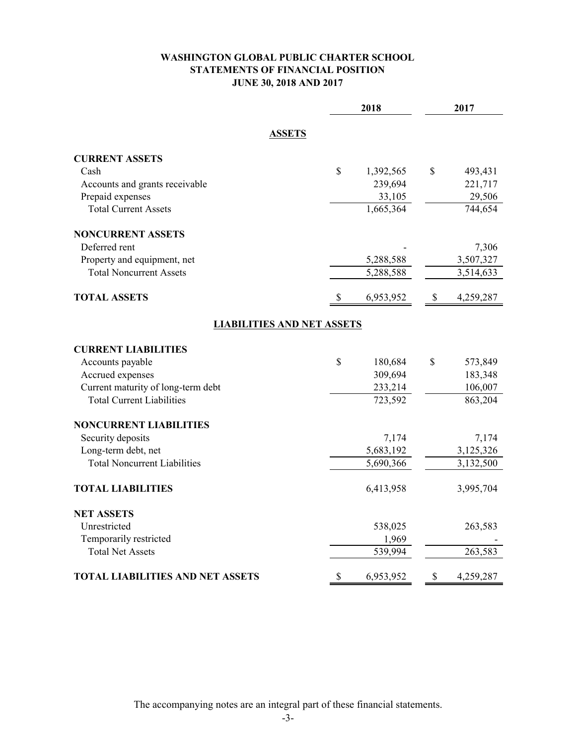**WASHINGTON GLOBAL PUBLIC CHARTER SCHOOL**
**STATEMENTS OF FINANCIAL POSITION**
**JUNE 30, 2018 AND 2017**

| | 2018 | 2017 |
|---|---|---|
| **ASSETS** | | |
| **CURRENT ASSETS** | | |
| Cash | $ 1,392,565 | $ 493,431 |
| Accounts and grants receivable | 239,694 | 221,717 |
| Prepaid expenses | 33,105 | 29,506 |
| Total Current Assets | 1,665,364 | 744,654 |
| **NONCURRENT ASSETS** | | |
| Deferred rent | - | 7,306 |
| Property and equipment, net | 5,288,588 | 3,507,327 |
| Total Noncurrent Assets | 5,288,588 | 3,514,633 |
| **TOTAL ASSETS** | $ 6,953,952 | $ 4,259,287 |
| **LIABILITIES AND NET ASSETS** | | |
| **CURRENT LIABILITIES** | | |
| Accounts payable | $ 180,684 | $ 573,849 |
| Accrued expenses | 309,694 | 183,348 |
| Current maturity of long-term debt | 233,214 | 106,007 |
| Total Current Liabilities | 723,592 | 863,204 |
| **NONCURRENT LIABILITIES** | | |
| Security deposits | 7,174 | 7,174 |
| Long-term debt, net | 5,683,192 | 3,125,326 |
| Total Noncurrent Liabilities | 5,690,366 | 3,132,500 |
| **TOTAL LIABILITIES** | 6,413,958 | 3,995,704 |
| **NET ASSETS** | | |
| Unrestricted | 538,025 | 263,583 |
| Temporarily restricted | 1,969 | - |
| Total Net Assets | 539,994 | 263,583 |
| **TOTAL LIABILITIES AND NET ASSETS** | $ 6,953,952 | $ 4,259,287 |

The accompanying notes are an integral part of these financial statements.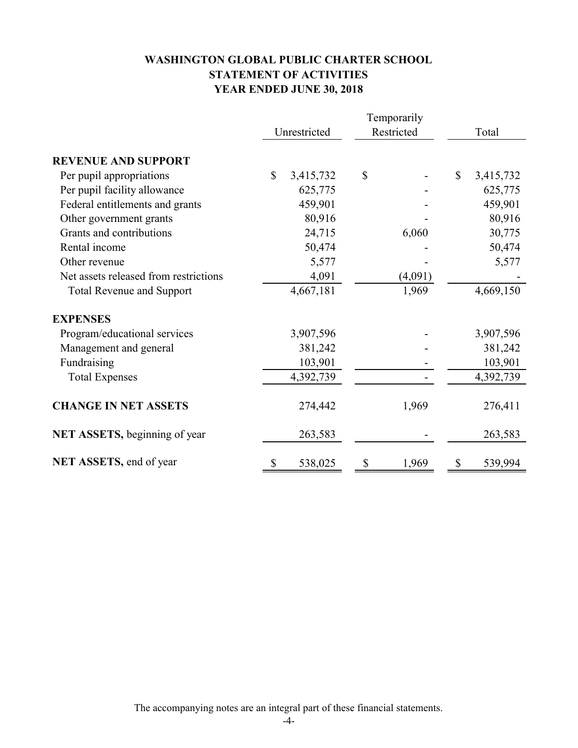# WASHINGTON GLOBAL PUBLIC CHARTER SCHOOL
## STATEMENT OF ACTIVITIES
### YEAR ENDED JUNE 30, 2018

| | Unrestricted | Temporarily Restricted | Total |
|---|---|---|---|
| **REVENUE AND SUPPORT** | | | |
| Per pupil appropriations | $ 3,415,732 | $ - | $ 3,415,732 |
| Per pupil facility allowance | 625,775 | - | 625,775 |
| Federal entitlements and grants | 459,901 | - | 459,901 |
| Other government grants | 80,916 | - | 80,916 |
| Grants and contributions | 24,715 | 6,060 | 30,775 |
| Rental income | 50,474 | - | 50,474 |
| Other revenue | 5,577 | - | 5,577 |
| Net assets released from restrictions | 4,091 | (4,091) | - |
| Total Revenue and Support | 4,667,181 | 1,969 | 4,669,150 |
| **EXPENSES** | | | |
| Program/educational services | 3,907,596 | - | 3,907,596 |
| Management and general | 381,242 | - | 381,242 |
| Fundraising | 103,901 | - | 103,901 |
| Total Expenses | 4,392,739 | - | 4,392,739 |
| **CHANGE IN NET ASSETS** | 274,442 | 1,969 | 276,411 |
| **NET ASSETS,** beginning of year | 263,583 | - | 263,583 |
| **NET ASSETS,** end of year | $ 538,025 | $ 1,969 | $ 539,994 |

The accompanying notes are an integral part of these financial statements.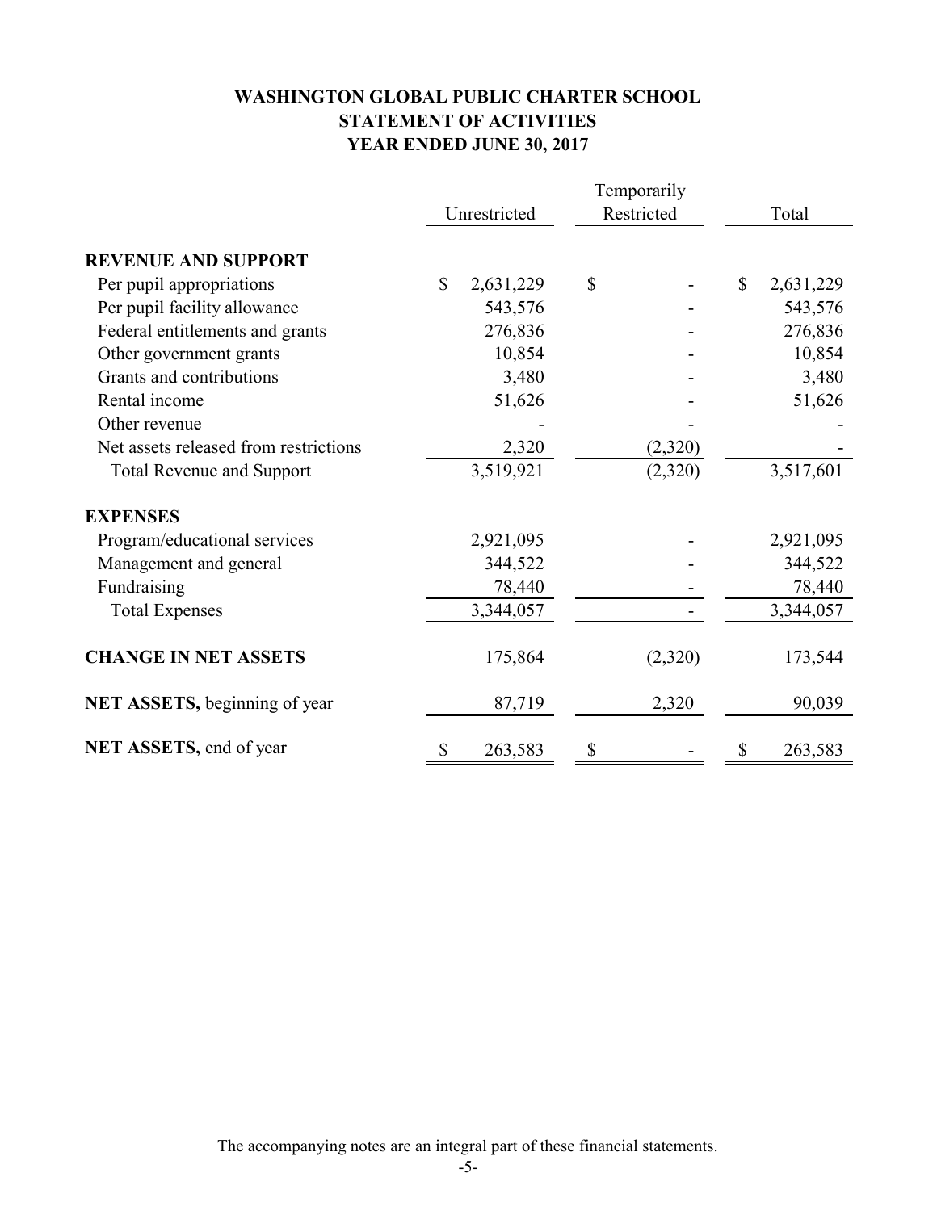# WASHINGTON GLOBAL PUBLIC CHARTER SCHOOL
## STATEMENT OF ACTIVITIES
### YEAR ENDED JUNE 30, 2017

| | Unrestricted | Temporarily Restricted | Total |
|---|---|---|---|
| **REVENUE AND SUPPORT** | | | |
| Per pupil appropriations | $ 2,631,229 | $ - | $ 2,631,229 |
| Per pupil facility allowance | 543,576 | - | 543,576 |
| Federal entitlements and grants | 276,836 | - | 276,836 |
| Other government grants | 10,854 | - | 10,854 |
| Grants and contributions | 3,480 | - | 3,480 |
| Rental income | 51,626 | - | 51,626 |
| Other revenue | - | - | - |
| Net assets released from restrictions | 2,320 | (2,320) | - |
| Total Revenue and Support | 3,519,921 | (2,320) | 3,517,601 |
| **EXPENSES** | | | |
| Program/educational services | 2,921,095 | - | 2,921,095 |
| Management and general | 344,522 | - | 344,522 |
| Fundraising | 78,440 | - | 78,440 |
| Total Expenses | 3,344,057 | - | 3,344,057 |
| **CHANGE IN NET ASSETS** | 175,864 | (2,320) | 173,544 |
| **NET ASSETS,** beginning of year | 87,719 | 2,320 | 90,039 |
| **NET ASSETS,** end of year | $ 263,583 | $ - | $ 263,583 |

The accompanying notes are an integral part of these financial statements.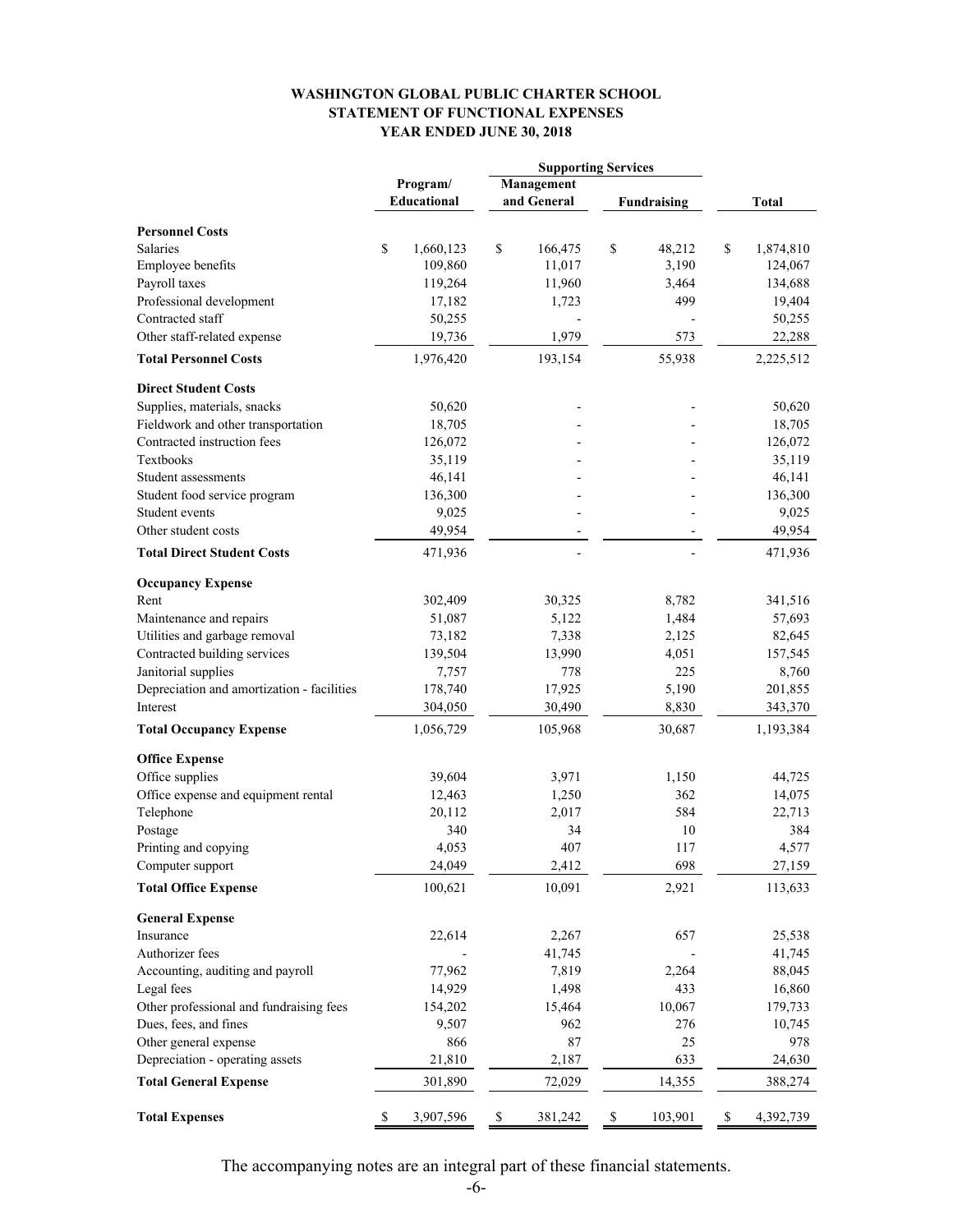**WASHINGTON GLOBAL PUBLIC CHARTER SCHOOL**
**STATEMENT OF FUNCTIONAL EXPENSES**
**YEAR ENDED JUNE 30, 2018**

| | Program/ Educational | Supporting Services | | Total |
|---|---|---|---|---|
| | | Management and General | Fundraising | |
| **Personnel Costs** | | | | |
| Salaries | $ 1,660,123 | $ 166,475 | $ 48,212 | $ 1,874,810 |
| Employee benefits | 109,860 | 11,017 | 3,190 | 124,067 |
| Payroll taxes | 119,264 | 11,960 | 3,464 | 134,688 |
| Professional development | 17,182 | 1,723 | 499 | 19,404 |
| Contracted staff | 50,255 | - | - | 50,255 |
| Other staff-related expense | 19,736 | 1,979 | 573 | 22,288 |
| **Total Personnel Costs** | 1,976,420 | 193,154 | 55,938 | 2,225,512 |
| **Direct Student Costs** | | | | |
| Supplies, materials, snacks | 50,620 | - | - | 50,620 |
| Fieldwork and other transportation | 18,705 | - | - | 18,705 |
| Contracted instruction fees | 126,072 | - | - | 126,072 |
| Textbooks | 35,119 | - | - | 35,119 |
| Student assessments | 46,141 | - | - | 46,141 |
| Student food service program | 136,300 | - | - | 136,300 |
| Student events | 9,025 | - | - | 9,025 |
| Other student costs | 49,954 | - | - | 49,954 |
| **Total Direct Student Costs** | 471,936 | - | - | 471,936 |
| **Occupancy Expense** | | | | |
| Rent | 302,409 | 30,325 | 8,782 | 341,516 |
| Maintenance and repairs | 51,087 | 5,122 | 1,484 | 57,693 |
| Utilities and garbage removal | 73,182 | 7,338 | 2,125 | 82,645 |
| Contracted building services | 139,504 | 13,990 | 4,051 | 157,545 |
| Janitorial supplies | 7,757 | 778 | 225 | 8,760 |
| Depreciation and amortization - facilities | 178,740 | 17,925 | 5,190 | 201,855 |
| Interest | 304,050 | 30,490 | 8,830 | 343,370 |
| **Total Occupancy Expense** | 1,056,729 | 105,968 | 30,687 | 1,193,384 |
| **Office Expense** | | | | |
| Office supplies | 39,604 | 3,971 | 1,150 | 44,725 |
| Office expense and equipment rental | 12,463 | 1,250 | 362 | 14,075 |
| Telephone | 20,112 | 2,017 | 584 | 22,713 |
| Postage | 340 | 34 | 10 | 384 |
| Printing and copying | 4,053 | 407 | 117 | 4,577 |
| Computer support | 24,049 | 2,412 | 698 | 27,159 |
| **Total Office Expense** | 100,621 | 10,091 | 2,921 | 113,633 |
| **General Expense** | | | | |
| Insurance | 22,614 | 2,267 | 657 | 25,538 |
| Authorizer fees | - | 41,745 | - | 41,745 |
| Accounting, auditing and payroll | 77,962 | 7,819 | 2,264 | 88,045 |
| Legal fees | 14,929 | 1,498 | 433 | 16,860 |
| Other professional and fundraising fees | 154,202 | 15,464 | 10,067 | 179,733 |
| Dues, fees, and fines | 9,507 | 962 | 276 | 10,745 |
| Other general expense | 866 | 87 | 25 | 978 |
| Depreciation - operating assets | 21,810 | 2,187 | 633 | 24,630 |
| **Total General Expense** | 301,890 | 72,029 | 14,355 | 388,274 |
| **Total Expenses** | $ 3,907,596 | $ 381,242 | $ 103,901 | $ 4,392,739 |

The accompanying notes are an integral part of these financial statements.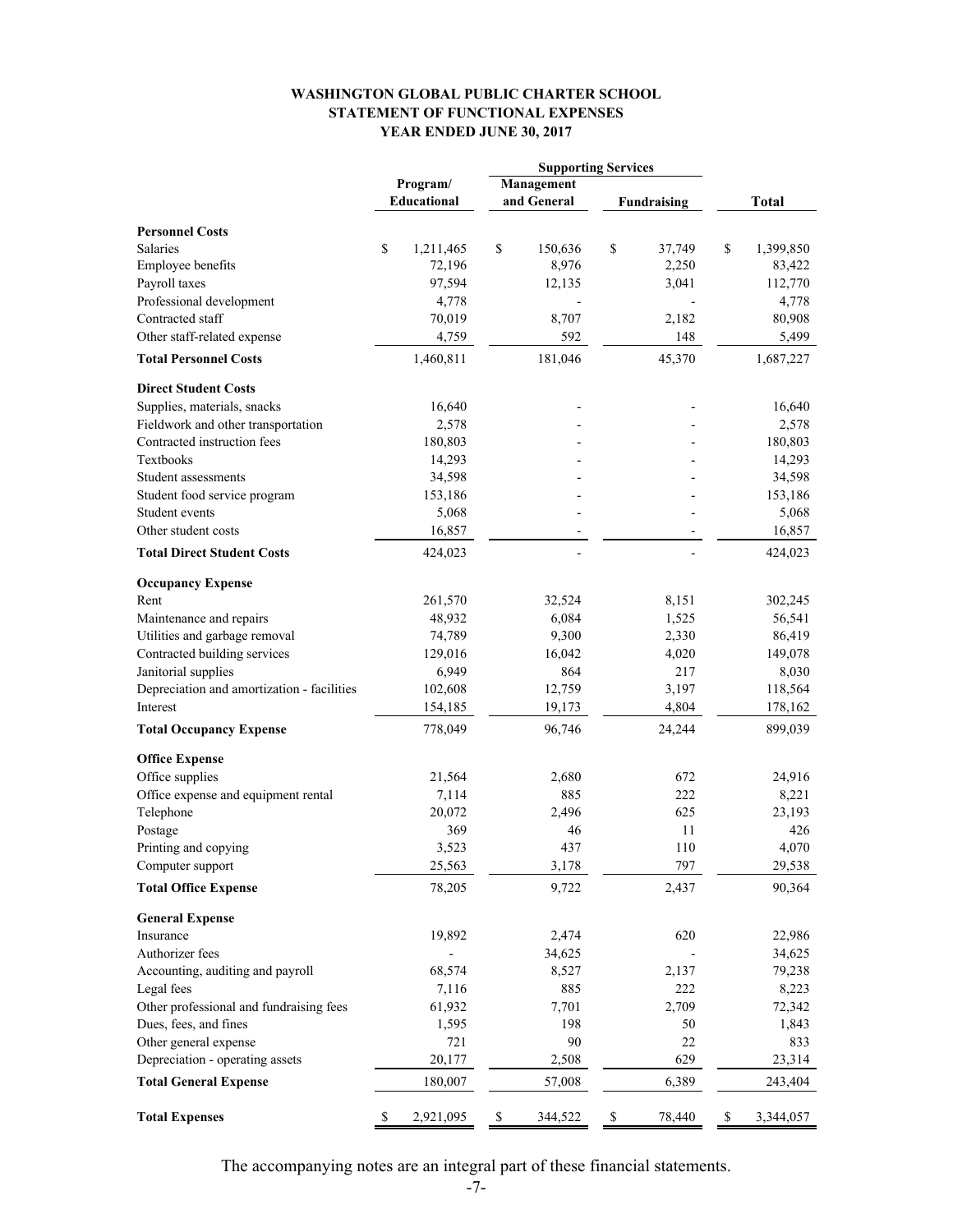**WASHINGTON GLOBAL PUBLIC CHARTER SCHOOL**
**STATEMENT OF FUNCTIONAL EXPENSES**
**YEAR ENDED JUNE 30, 2017**

| | Program/ Educational | Supporting Services | | Total |
|---|---|---|---|---|
| | | Management and General | Fundraising | |
| **Personnel Costs** | | | | |
| Salaries | $ 1,211,465 | $ 150,636 | $ 37,749 | $ 1,399,850 |
| Employee benefits | 72,196 | 8,976 | 2,250 | 83,422 |
| Payroll taxes | 97,594 | 12,135 | 3,041 | 112,770 |
| Professional development | 4,778 | - | - | 4,778 |
| Contracted staff | 70,019 | 8,707 | 2,182 | 80,908 |
| Other staff-related expense | 4,759 | 592 | 148 | 5,499 |
| **Total Personnel Costs** | 1,460,811 | 181,046 | 45,370 | 1,687,227 |
| **Direct Student Costs** | | | | |
| Supplies, materials, snacks | 16,640 | - | - | 16,640 |
| Fieldwork and other transportation | 2,578 | - | - | 2,578 |
| Contracted instruction fees | 180,803 | - | - | 180,803 |
| Textbooks | 14,293 | - | - | 14,293 |
| Student assessments | 34,598 | - | - | 34,598 |
| Student food service program | 153,186 | - | - | 153,186 |
| Student events | 5,068 | - | - | 5,068 |
| Other student costs | 16,857 | - | - | 16,857 |
| **Total Direct Student Costs** | 424,023 | - | - | 424,023 |
| **Occupancy Expense** | | | | |
| Rent | 261,570 | 32,524 | 8,151 | 302,245 |
| Maintenance and repairs | 48,932 | 6,084 | 1,525 | 56,541 |
| Utilities and garbage removal | 74,789 | 9,300 | 2,330 | 86,419 |
| Contracted building services | 129,016 | 16,042 | 4,020 | 149,078 |
| Janitorial supplies | 6,949 | 864 | 217 | 8,030 |
| Depreciation and amortization - facilities | 102,608 | 12,759 | 3,197 | 118,564 |
| Interest | 154,185 | 19,173 | 4,804 | 178,162 |
| **Total Occupancy Expense** | 778,049 | 96,746 | 24,244 | 899,039 |
| **Office Expense** | | | | |
| Office supplies | 21,564 | 2,680 | 672 | 24,916 |
| Office expense and equipment rental | 7,114 | 885 | 222 | 8,221 |
| Telephone | 20,072 | 2,496 | 625 | 23,193 |
| Postage | 369 | 46 | 11 | 426 |
| Printing and copying | 3,523 | 437 | 110 | 4,070 |
| Computer support | 25,563 | 3,178 | 797 | 29,538 |
| **Total Office Expense** | 78,205 | 9,722 | 2,437 | 90,364 |
| **General Expense** | | | | |
| Insurance | 19,892 | 2,474 | 620 | 22,986 |
| Authorizer fees | - | 34,625 | - | 34,625 |
| Accounting, auditing and payroll | 68,574 | 8,527 | 2,137 | 79,238 |
| Legal fees | 7,116 | 885 | 222 | 8,223 |
| Other professional and fundraising fees | 61,932 | 7,701 | 2,709 | 72,342 |
| Dues, fees, and fines | 1,595 | 198 | 50 | 1,843 |
| Other general expense | 721 | 90 | 22 | 833 |
| Depreciation - operating assets | 20,177 | 2,508 | 629 | 23,314 |
| **Total General Expense** | 180,007 | 57,008 | 6,389 | 243,404 |
| **Total Expenses** | $ 2,921,095 | $ 344,522 | $ 78,440 | $ 3,344,057 |

The accompanying notes are an integral part of these financial statements.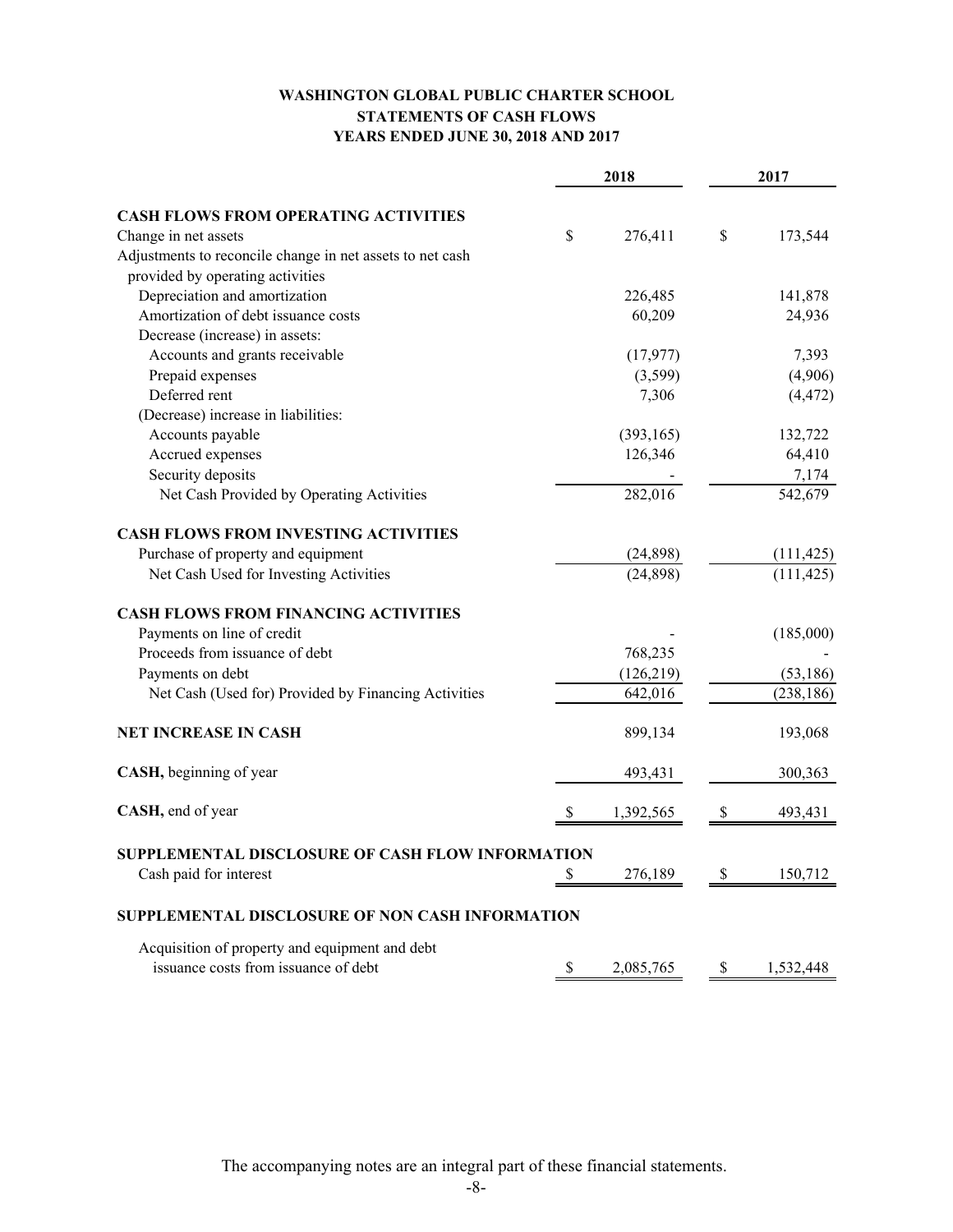**WASHINGTON GLOBAL PUBLIC CHARTER SCHOOL**
**STATEMENTS OF CASH FLOWS**
**YEARS ENDED JUNE 30, 2018 AND 2017**

| | 2018 | 2017 |
|---|---|---|
| **CASH FLOWS FROM OPERATING ACTIVITIES** | | |
| Change in net assets | $ 276,411 | $ 173,544 |
| Adjustments to reconcile change in net assets to net cash provided by operating activities | | |
| Depreciation and amortization | 226,485 | 141,878 |
| Amortization of debt issuance costs | 60,209 | 24,936 |
| Decrease (increase) in assets: | | |
| Accounts and grants receivable | (17,977) | 7,393 |
| Prepaid expenses | (3,599) | (4,906) |
| Deferred rent | 7,306 | (4,472) |
| (Decrease) increase in liabilities: | | |
| Accounts payable | (393,165) | 132,722 |
| Accrued expenses | 126,346 | 64,410 |
| Security deposits | - | 7,174 |
| Net Cash Provided by Operating Activities | 282,016 | 542,679 |
| **CASH FLOWS FROM INVESTING ACTIVITIES** | | |
| Purchase of property and equipment | (24,898) | (111,425) |
| Net Cash Used for Investing Activities | (24,898) | (111,425) |
| **CASH FLOWS FROM FINANCING ACTIVITIES** | | |
| Payments on line of credit | - | (185,000) |
| Proceeds from issuance of debt | 768,235 | - |
| Payments on debt | (126,219) | (53,186) |
| Net Cash (Used for) Provided by Financing Activities | 642,016 | (238,186) |
| **NET INCREASE IN CASH** | 899,134 | 193,068 |
| **CASH,** beginning of year | 493,431 | 300,363 |
| **CASH,** end of year | $ 1,392,565 | $ 493,431 |
| **SUPPLEMENTAL DISCLOSURE OF CASH FLOW INFORMATION** | | |
| Cash paid for interest | $ 276,189 | $ 150,712 |
| **SUPPLEMENTAL DISCLOSURE OF NON CASH INFORMATION** | | |
| Acquisition of property and equipment and debt issuance costs from issuance of debt | $ 2,085,765 | $ 1,532,448 |

The accompanying notes are an integral part of these financial statements.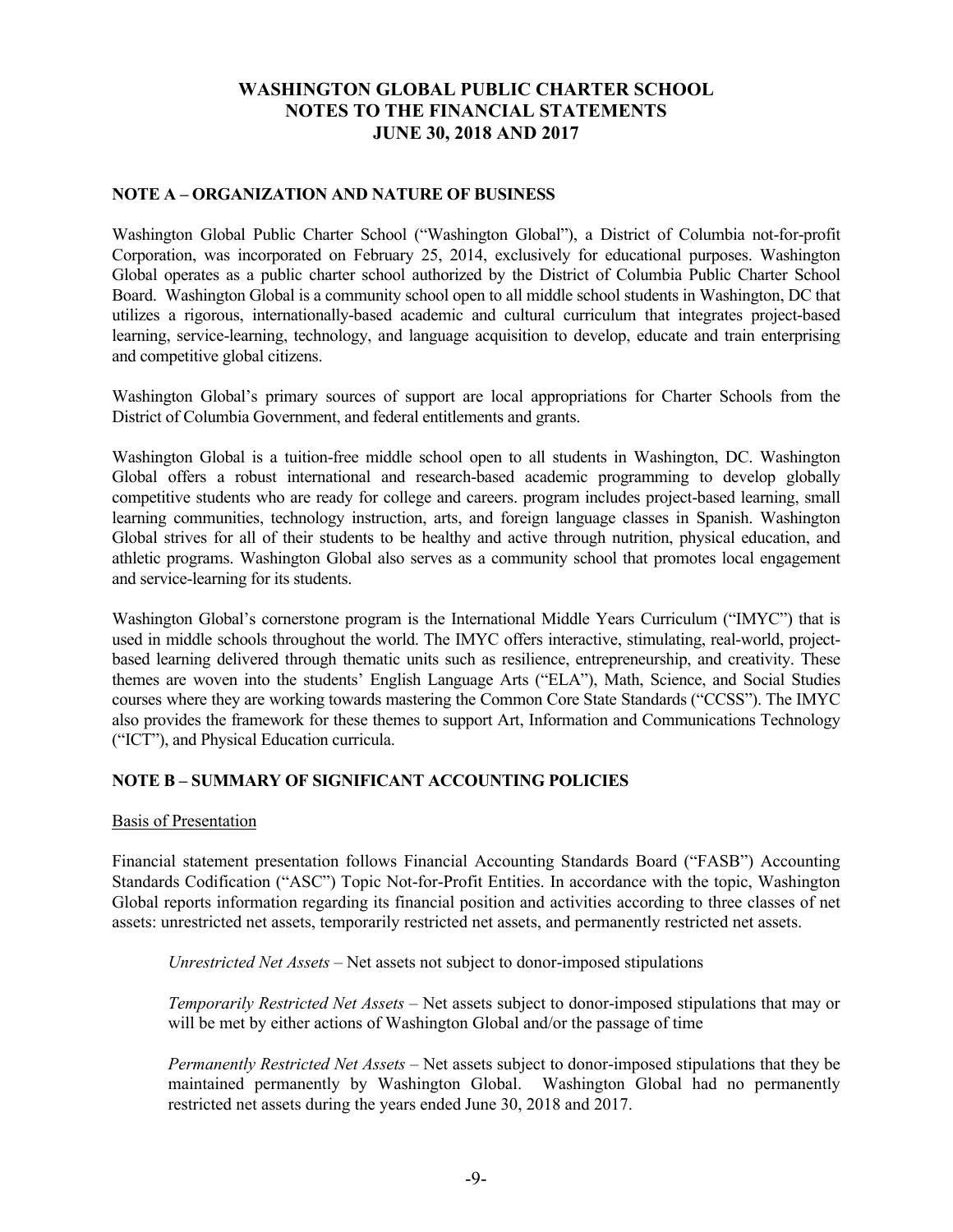# WASHINGTON GLOBAL PUBLIC CHARTER SCHOOL
# NOTES TO THE FINANCIAL STATEMENTS
# JUNE 30, 2018 AND 2017

## NOTE A – ORGANIZATION AND NATURE OF BUSINESS

Washington Global Public Charter School ("Washington Global"), a District of Columbia not-for-profit Corporation, was incorporated on February 25, 2014, exclusively for educational purposes. Washington Global operates as a public charter school authorized by the District of Columbia Public Charter School Board. Washington Global is a community school open to all middle school students in Washington, DC that utilizes a rigorous, internationally-based academic and cultural curriculum that integrates project-based learning, service-learning, technology, and language acquisition to develop, educate and train enterprising and competitive global citizens.

Washington Global's primary sources of support are local appropriations for Charter Schools from the District of Columbia Government, and federal entitlements and grants.

Washington Global is a tuition-free middle school open to all students in Washington, DC. Washington Global offers a robust international and research-based academic programming to develop globally competitive students who are ready for college and careers. program includes project-based learning, small learning communities, technology instruction, arts, and foreign language classes in Spanish. Washington Global strives for all of their students to be healthy and active through nutrition, physical education, and athletic programs. Washington Global also serves as a community school that promotes local engagement and service-learning for its students.

Washington Global's cornerstone program is the International Middle Years Curriculum ("IMYC") that is used in middle schools throughout the world. The IMYC offers interactive, stimulating, real-world, project-based learning delivered through thematic units such as resilience, entrepreneurship, and creativity. These themes are woven into the students' English Language Arts ("ELA"), Math, Science, and Social Studies courses where they are working towards mastering the Common Core State Standards ("CCSS"). The IMYC also provides the framework for these themes to support Art, Information and Communications Technology ("ICT"), and Physical Education curricula.

## NOTE B – SUMMARY OF SIGNIFICANT ACCOUNTING POLICIES

Basis of Presentation

Financial statement presentation follows Financial Accounting Standards Board ("FASB") Accounting Standards Codification ("ASC") Topic Not-for-Profit Entities. In accordance with the topic, Washington Global reports information regarding its financial position and activities according to three classes of net assets: unrestricted net assets, temporarily restricted net assets, and permanently restricted net assets.

*Unrestricted Net Assets* – Net assets not subject to donor-imposed stipulations

*Temporarily Restricted Net Assets* – Net assets subject to donor-imposed stipulations that may or will be met by either actions of Washington Global and/or the passage of time

*Permanently Restricted Net Assets* – Net assets subject to donor-imposed stipulations that they be maintained permanently by Washington Global. Washington Global had no permanently restricted net assets during the years ended June 30, 2018 and 2017.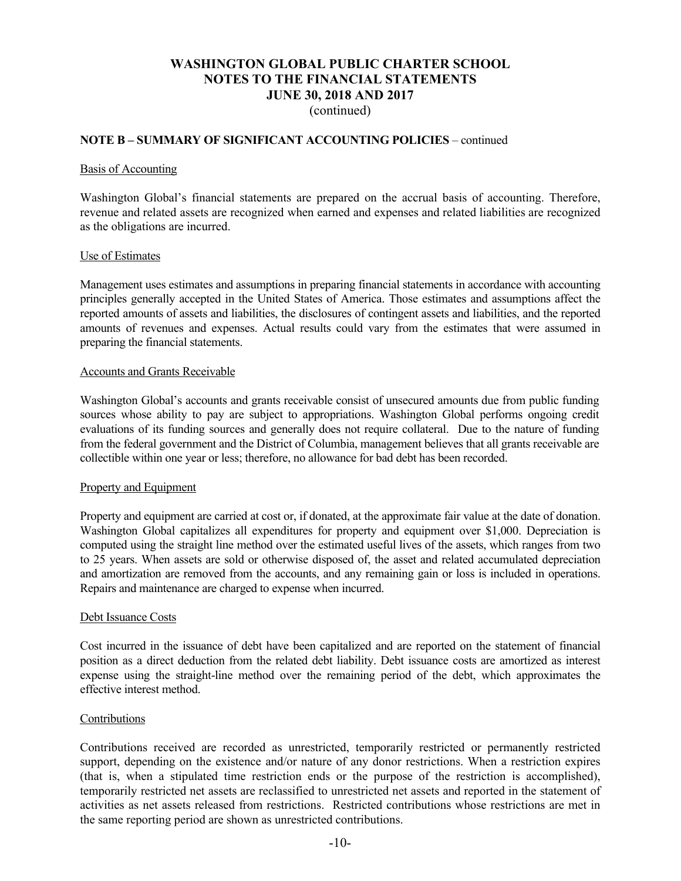**NOTE B – SUMMARY OF SIGNIFICANT ACCOUNTING POLICIES** – continued

Basis of Accounting

Washington Global's financial statements are prepared on the accrual basis of accounting. Therefore, revenue and related assets are recognized when earned and expenses and related liabilities are recognized as the obligations are incurred.

Use of Estimates

Management uses estimates and assumptions in preparing financial statements in accordance with accounting principles generally accepted in the United States of America. Those estimates and assumptions affect the reported amounts of assets and liabilities, the disclosures of contingent assets and liabilities, and the reported amounts of revenues and expenses. Actual results could vary from the estimates that were assumed in preparing the financial statements.

Accounts and Grants Receivable

Washington Global's accounts and grants receivable consist of unsecured amounts due from public funding sources whose ability to pay are subject to appropriations. Washington Global performs ongoing credit evaluations of its funding sources and generally does not require collateral. Due to the nature of funding from the federal government and the District of Columbia, management believes that all grants receivable are collectible within one year or less; therefore, no allowance for bad debt has been recorded.

Property and Equipment

Property and equipment are carried at cost or, if donated, at the approximate fair value at the date of donation. Washington Global capitalizes all expenditures for property and equipment over $1,000. Depreciation is computed using the straight line method over the estimated useful lives of the assets, which ranges from two to 25 years. When assets are sold or otherwise disposed of, the asset and related accumulated depreciation and amortization are removed from the accounts, and any remaining gain or loss is included in operations. Repairs and maintenance are charged to expense when incurred.

Debt Issuance Costs

Cost incurred in the issuance of debt have been capitalized and are reported on the statement of financial position as a direct deduction from the related debt liability. Debt issuance costs are amortized as interest expense using the straight-line method over the remaining period of the debt, which approximates the effective interest method.

Contributions

Contributions received are recorded as unrestricted, temporarily restricted or permanently restricted support, depending on the existence and/or nature of any donor restrictions. When a restriction expires (that is, when a stipulated time restriction ends or the purpose of the restriction is accomplished), temporarily restricted net assets are reclassified to unrestricted net assets and reported in the statement of activities as net assets released from restrictions. Restricted contributions whose restrictions are met in the same reporting period are shown as unrestricted contributions.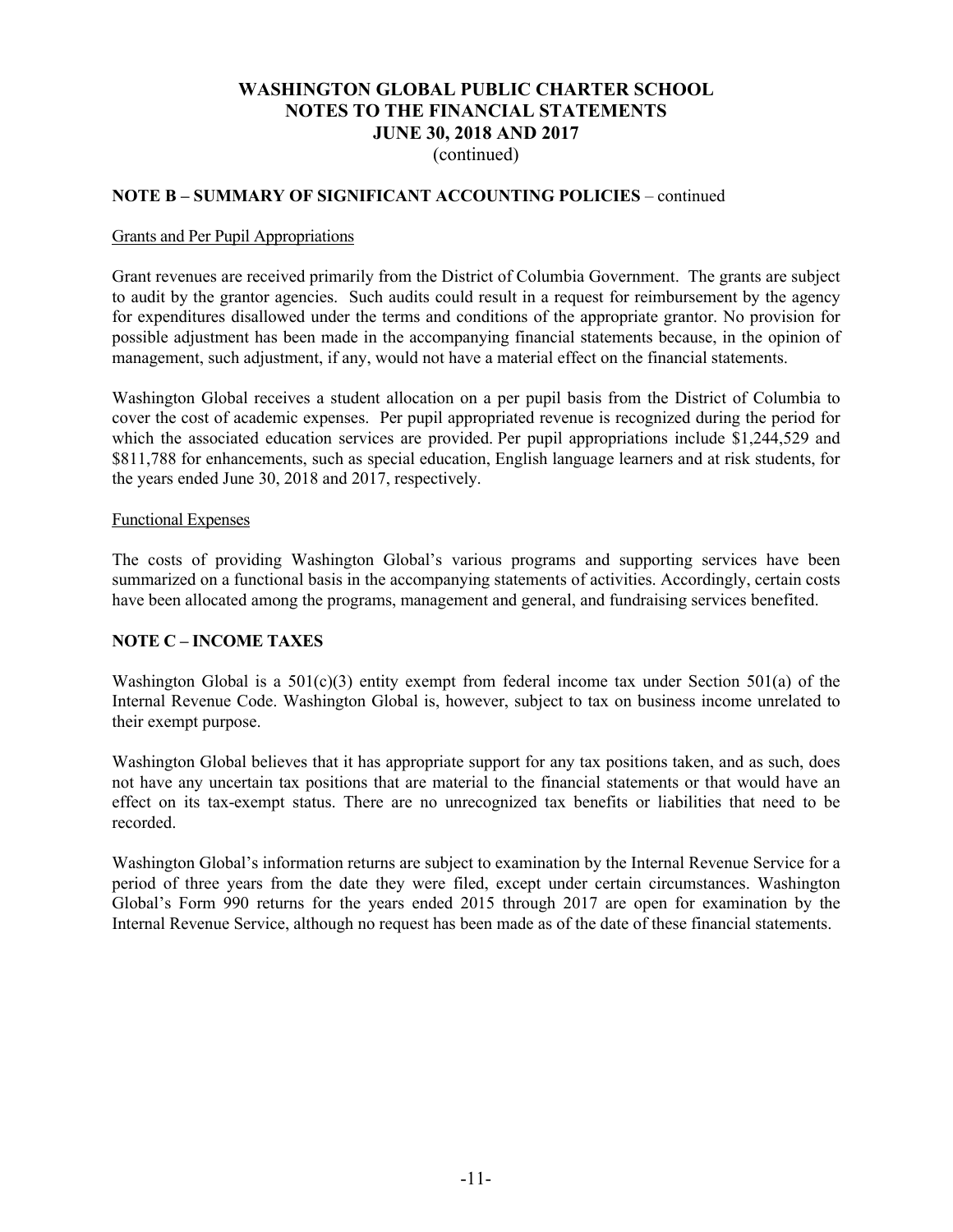**NOTE B – SUMMARY OF SIGNIFICANT ACCOUNTING POLICIES** – continued

Grants and Per Pupil Appropriations

Grant revenues are received primarily from the District of Columbia Government. The grants are subject to audit by the grantor agencies. Such audits could result in a request for reimbursement by the agency for expenditures disallowed under the terms and conditions of the appropriate grantor. No provision for possible adjustment has been made in the accompanying financial statements because, in the opinion of management, such adjustment, if any, would not have a material effect on the financial statements.

Washington Global receives a student allocation on a per pupil basis from the District of Columbia to cover the cost of academic expenses. Per pupil appropriated revenue is recognized during the period for which the associated education services are provided. Per pupil appropriations include $1,244,529 and $811,788 for enhancements, such as special education, English language learners and at risk students, for the years ended June 30, 2018 and 2017, respectively.

Functional Expenses

The costs of providing Washington Global's various programs and supporting services have been summarized on a functional basis in the accompanying statements of activities. Accordingly, certain costs have been allocated among the programs, management and general, and fundraising services benefited.

**NOTE C – INCOME TAXES**

Washington Global is a 501(c)(3) entity exempt from federal income tax under Section 501(a) of the Internal Revenue Code. Washington Global is, however, subject to tax on business income unrelated to their exempt purpose.

Washington Global believes that it has appropriate support for any tax positions taken, and as such, does not have any uncertain tax positions that are material to the financial statements or that would have an effect on its tax-exempt status. There are no unrecognized tax benefits or liabilities that need to be recorded.

Washington Global's information returns are subject to examination by the Internal Revenue Service for a period of three years from the date they were filed, except under certain circumstances. Washington Global's Form 990 returns for the years ended 2015 through 2017 are open for examination by the Internal Revenue Service, although no request has been made as of the date of these financial statements.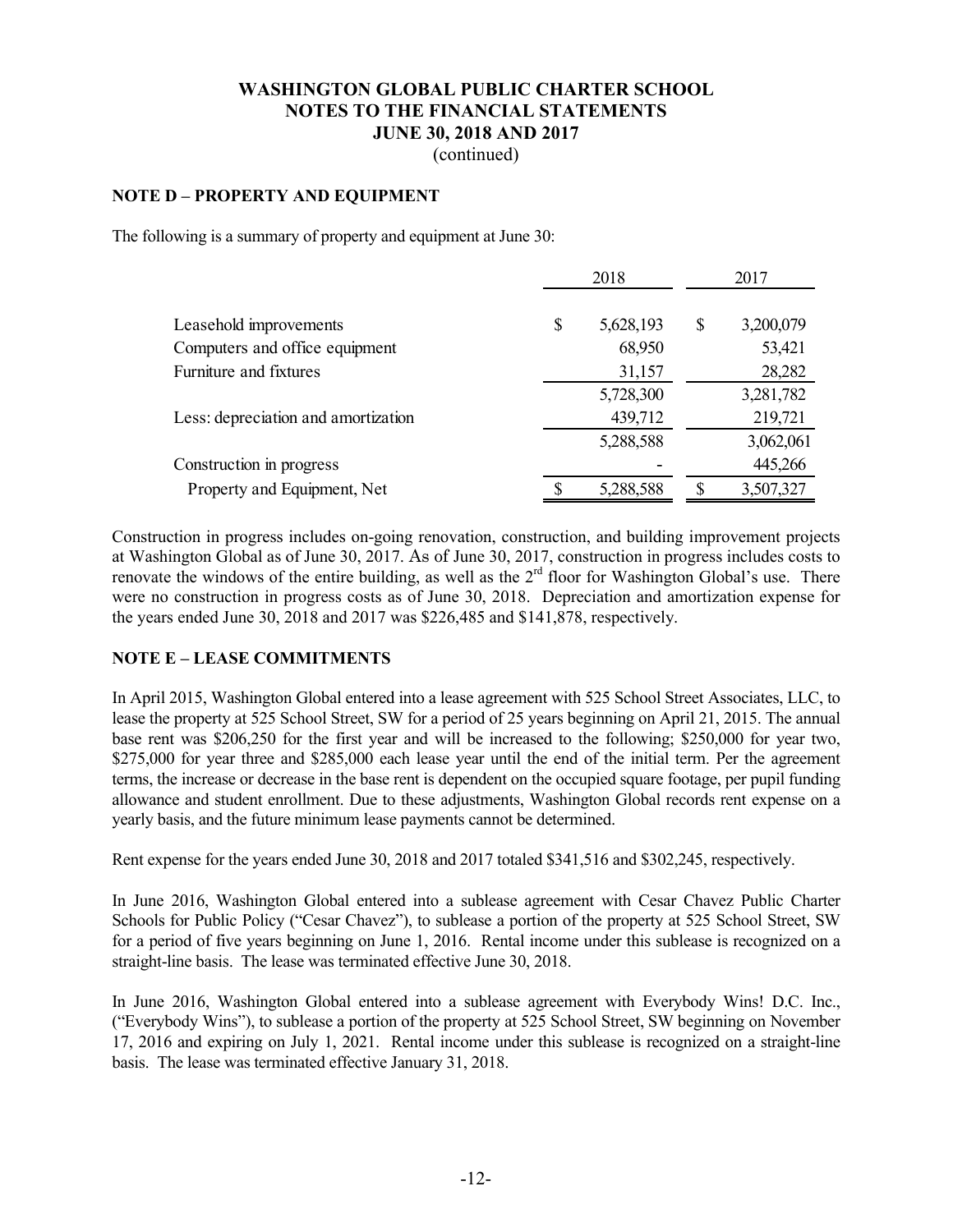# WASHINGTON GLOBAL PUBLIC CHARTER SCHOOL
# NOTES TO THE FINANCIAL STATEMENTS
# JUNE 30, 2018 AND 2017
(continued)

## NOTE D – PROPERTY AND EQUIPMENT

The following is a summary of property and equipment at June 30:

| | 2018 | 2017 |
|---|---|---|
| Leasehold improvements | $ 5,628,193 | $ 3,200,079 |
| Computers and office equipment | 68,950 | 53,421 |
| Furniture and fixtures | 31,157 | 28,282 |
| | 5,728,300 | 3,281,782 |
| Less: depreciation and amortization | 439,712 | 219,721 |
| | 5,288,588 | 3,062,061 |
| Construction in progress | - | 445,266 |
| Property and Equipment, Net | $ 5,288,588 | $ 3,507,327 |

Construction in progress includes on-going renovation, construction, and building improvement projects at Washington Global as of June 30, 2017. As of June 30, 2017, construction in progress includes costs to renovate the windows of the entire building, as well as the 2nd floor for Washington Global's use. There were no construction in progress costs as of June 30, 2018. Depreciation and amortization expense for the years ended June 30, 2018 and 2017 was $226,485 and $141,878, respectively.

## NOTE E – LEASE COMMITMENTS

In April 2015, Washington Global entered into a lease agreement with 525 School Street Associates, LLC, to lease the property at 525 School Street, SW for a period of 25 years beginning on April 21, 2015. The annual base rent was $206,250 for the first year and will be increased to the following; $250,000 for year two, $275,000 for year three and $285,000 each lease year until the end of the initial term. Per the agreement terms, the increase or decrease in the base rent is dependent on the occupied square footage, per pupil funding allowance and student enrollment. Due to these adjustments, Washington Global records rent expense on a yearly basis, and the future minimum lease payments cannot be determined.

Rent expense for the years ended June 30, 2018 and 2017 totaled $341,516 and $302,245, respectively.

In June 2016, Washington Global entered into a sublease agreement with Cesar Chavez Public Charter Schools for Public Policy ("Cesar Chavez"), to sublease a portion of the property at 525 School Street, SW for a period of five years beginning on June 1, 2016. Rental income under this sublease is recognized on a straight-line basis. The lease was terminated effective June 30, 2018.

In June 2016, Washington Global entered into a sublease agreement with Everybody Wins! D.C. Inc., ("Everybody Wins"), to sublease a portion of the property at 525 School Street, SW beginning on November 17, 2016 and expiring on July 1, 2021. Rental income under this sublease is recognized on a straight-line basis. The lease was terminated effective January 31, 2018.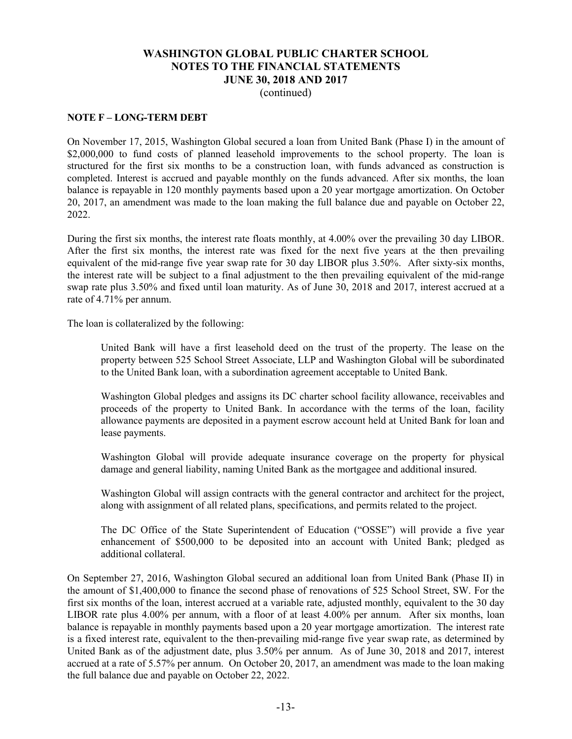# WASHINGTON GLOBAL PUBLIC CHARTER SCHOOL
# NOTES TO THE FINANCIAL STATEMENTS
# JUNE 30, 2018 AND 2017
(continued)

## NOTE F – LONG-TERM DEBT

On November 17, 2015, Washington Global secured a loan from United Bank (Phase I) in the amount of $2,000,000 to fund costs of planned leasehold improvements to the school property. The loan is structured for the first six months to be a construction loan, with funds advanced as construction is completed. Interest is accrued and payable monthly on the funds advanced. After six months, the loan balance is repayable in 120 monthly payments based upon a 20 year mortgage amortization. On October 20, 2017, an amendment was made to the loan making the full balance due and payable on October 22, 2022.

During the first six months, the interest rate floats monthly, at 4.00% over the prevailing 30 day LIBOR. After the first six months, the interest rate was fixed for the next five years at the then prevailing equivalent of the mid-range five year swap rate for 30 day LIBOR plus 3.50%. After sixty-six months, the interest rate will be subject to a final adjustment to the then prevailing equivalent of the mid-range swap rate plus 3.50% and fixed until loan maturity. As of June 30, 2018 and 2017, interest accrued at a rate of 4.71% per annum.

The loan is collateralized by the following:

> United Bank will have a first leasehold deed on the trust of the property. The lease on the property between 525 School Street Associate, LLP and Washington Global will be subordinated to the United Bank loan, with a subordination agreement acceptable to United Bank.
>
> Washington Global pledges and assigns its DC charter school facility allowance, receivables and proceeds of the property to United Bank. In accordance with the terms of the loan, facility allowance payments are deposited in a payment escrow account held at United Bank for loan and lease payments.
>
> Washington Global will provide adequate insurance coverage on the property for physical damage and general liability, naming United Bank as the mortgagee and additional insured.
>
> Washington Global will assign contracts with the general contractor and architect for the project, along with assignment of all related plans, specifications, and permits related to the project.
>
> The DC Office of the State Superintendent of Education ("OSSE") will provide a five year enhancement of $500,000 to be deposited into an account with United Bank; pledged as additional collateral.

On September 27, 2016, Washington Global secured an additional loan from United Bank (Phase II) in the amount of $1,400,000 to finance the second phase of renovations of 525 School Street, SW. For the first six months of the loan, interest accrued at a variable rate, adjusted monthly, equivalent to the 30 day LIBOR rate plus 4.00% per annum, with a floor of at least 4.00% per annum. After six months, loan balance is repayable in monthly payments based upon a 20 year mortgage amortization. The interest rate is a fixed interest rate, equivalent to the then-prevailing mid-range five year swap rate, as determined by United Bank as of the adjustment date, plus 3.50% per annum. As of June 30, 2018 and 2017, interest accrued at a rate of 5.57% per annum. On October 20, 2017, an amendment was made to the loan making the full balance due and payable on October 22, 2022.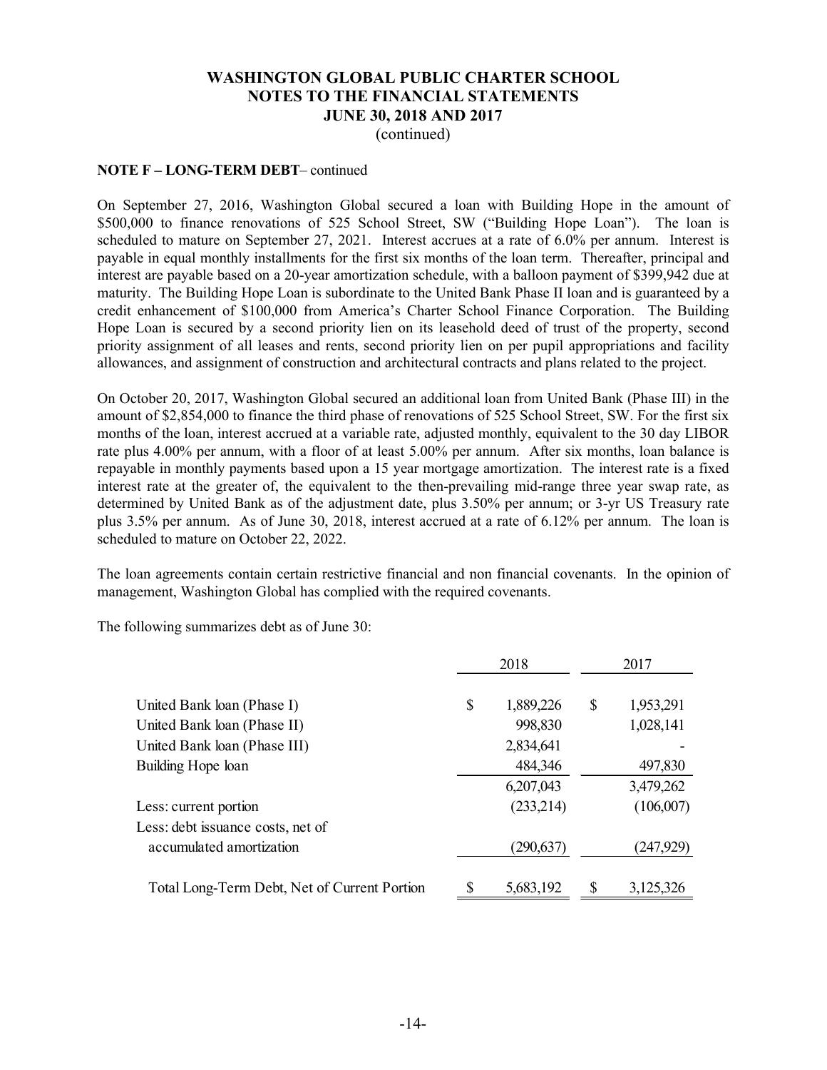**NOTE F – LONG-TERM DEBT**– continued

On September 27, 2016, Washington Global secured a loan with Building Hope in the amount of $500,000 to finance renovations of 525 School Street, SW ("Building Hope Loan"). The loan is scheduled to mature on September 27, 2021. Interest accrues at a rate of 6.0% per annum. Interest is payable in equal monthly installments for the first six months of the loan term. Thereafter, principal and interest are payable based on a 20-year amortization schedule, with a balloon payment of $399,942 due at maturity. The Building Hope Loan is subordinate to the United Bank Phase II loan and is guaranteed by a credit enhancement of $100,000 from America's Charter School Finance Corporation. The Building Hope Loan is secured by a second priority lien on its leasehold deed of trust of the property, second priority assignment of all leases and rents, second priority lien on per pupil appropriations and facility allowances, and assignment of construction and architectural contracts and plans related to the project.

On October 20, 2017, Washington Global secured an additional loan from United Bank (Phase III) in the amount of $2,854,000 to finance the third phase of renovations of 525 School Street, SW. For the first six months of the loan, interest accrued at a variable rate, adjusted monthly, equivalent to the 30 day LIBOR rate plus 4.00% per annum, with a floor of at least 5.00% per annum. After six months, loan balance is repayable in monthly payments based upon a 15 year mortgage amortization. The interest rate is a fixed interest rate at the greater of, the equivalent to the then-prevailing mid-range three year swap rate, as determined by United Bank as of the adjustment date, plus 3.50% per annum; or 3-yr US Treasury rate plus 3.5% per annum. As of June 30, 2018, interest accrued at a rate of 6.12% per annum. The loan is scheduled to mature on October 22, 2022.

The loan agreements contain certain restrictive financial and non financial covenants. In the opinion of management, Washington Global has complied with the required covenants.

The following summarizes debt as of June 30:

| | 2018 | 2017 |
|---|---|---|
| United Bank loan (Phase I) | $ 1,889,226 | $ 1,953,291 |
| United Bank loan (Phase II) | 998,830 | 1,028,141 |
| United Bank loan (Phase III) | 2,834,641 | - |
| Building Hope loan | 484,346 | 497,830 |
| | 6,207,043 | 3,479,262 |
| Less: current portion | (233,214) | (106,007) |
| Less: debt issuance costs, net of accumulated amortization | (290,637) | (247,929) |
| Total Long-Term Debt, Net of Current Portion | $ 5,683,192 | $ 3,125,326 |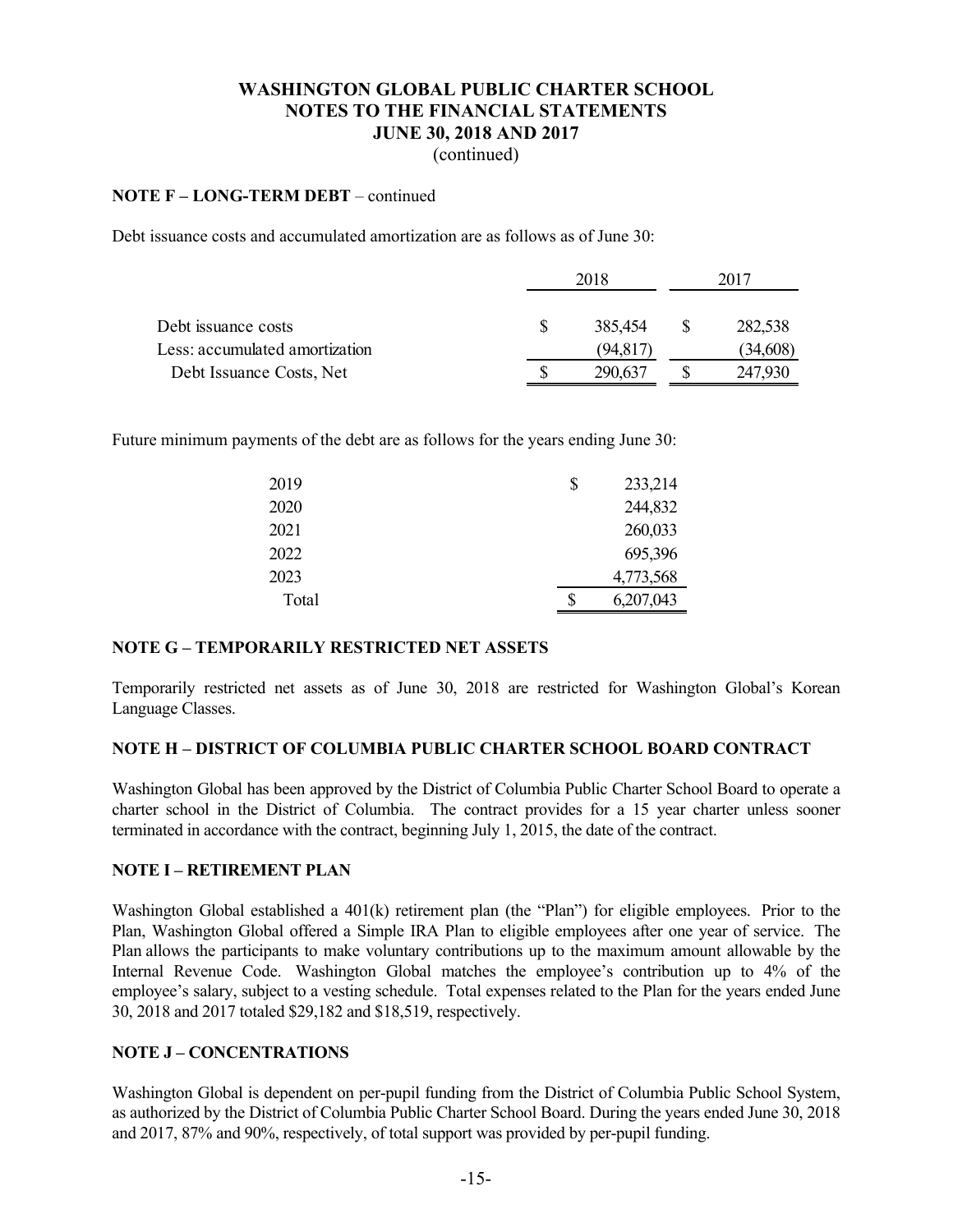**WASHINGTON GLOBAL PUBLIC CHARTER SCHOOL**
**NOTES TO THE FINANCIAL STATEMENTS**
**JUNE 30, 2018 AND 2017**
(continued)

**NOTE F – LONG-TERM DEBT** – continued

Debt issuance costs and accumulated amortization are as follows as of June 30:

| | 2018 | 2017 |
|---|---|---|
| Debt issuance costs | $ 385,454 | $ 282,538 |
| Less: accumulated amortization | (94,817) | (34,608) |
| Debt Issuance Costs, Net | $ 290,637 | $ 247,930 |

Future minimum payments of the debt are as follows for the years ending June 30:

| | |
|---|---|
| 2019 | $ 233,214 |
| 2020 | 244,832 |
| 2021 | 260,033 |
| 2022 | 695,396 |
| 2023 | 4,773,568 |
| Total | $ 6,207,043 |

**NOTE G – TEMPORARILY RESTRICTED NET ASSETS**

Temporarily restricted net assets as of June 30, 2018 are restricted for Washington Global's Korean Language Classes.

**NOTE H – DISTRICT OF COLUMBIA PUBLIC CHARTER SCHOOL BOARD CONTRACT**

Washington Global has been approved by the District of Columbia Public Charter School Board to operate a charter school in the District of Columbia. The contract provides for a 15 year charter unless sooner terminated in accordance with the contract, beginning July 1, 2015, the date of the contract.

**NOTE I – RETIREMENT PLAN**

Washington Global established a 401(k) retirement plan (the "Plan") for eligible employees. Prior to the Plan, Washington Global offered a Simple IRA Plan to eligible employees after one year of service. The Plan allows the participants to make voluntary contributions up to the maximum amount allowable by the Internal Revenue Code. Washington Global matches the employee's contribution up to 4% of the employee's salary, subject to a vesting schedule. Total expenses related to the Plan for the years ended June 30, 2018 and 2017 totaled $29,182 and $18,519, respectively.

**NOTE J – CONCENTRATIONS**

Washington Global is dependent on per-pupil funding from the District of Columbia Public School System, as authorized by the District of Columbia Public Charter School Board. During the years ended June 30, 2018 and 2017, 87% and 90%, respectively, of total support was provided by per-pupil funding.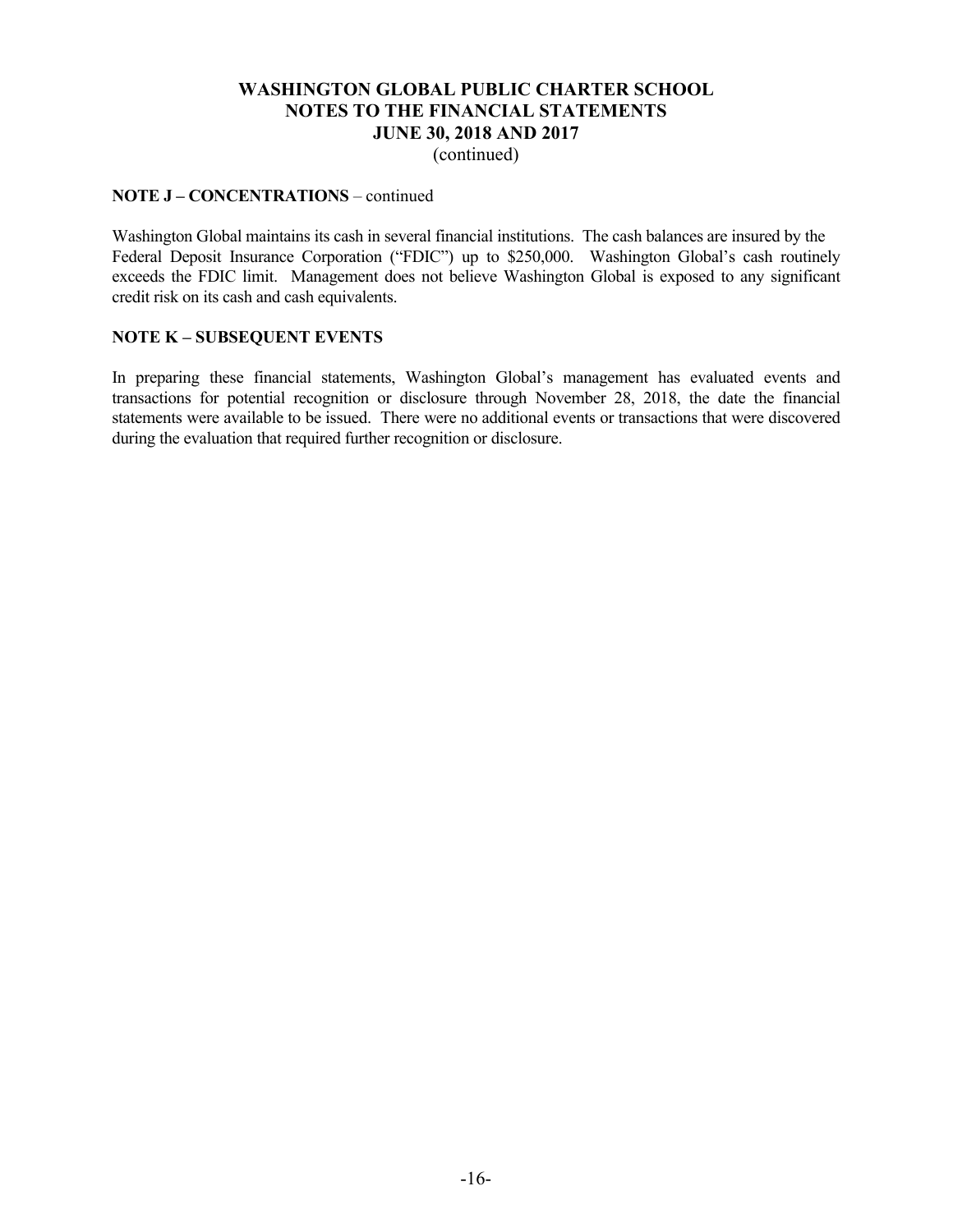# WASHINGTON GLOBAL PUBLIC CHARTER SCHOOL
# NOTES TO THE FINANCIAL STATEMENTS
# JUNE 30, 2018 AND 2017
(continued)

**NOTE J – CONCENTRATIONS** – continued

Washington Global maintains its cash in several financial institutions. The cash balances are insured by the Federal Deposit Insurance Corporation ("FDIC") up to $250,000. Washington Global's cash routinely exceeds the FDIC limit. Management does not believe Washington Global is exposed to any significant credit risk on its cash and cash equivalents.

**NOTE K – SUBSEQUENT EVENTS**

In preparing these financial statements, Washington Global's management has evaluated events and transactions for potential recognition or disclosure through November 28, 2018, the date the financial statements were available to be issued. There were no additional events or transactions that were discovered during the evaluation that required further recognition or disclosure.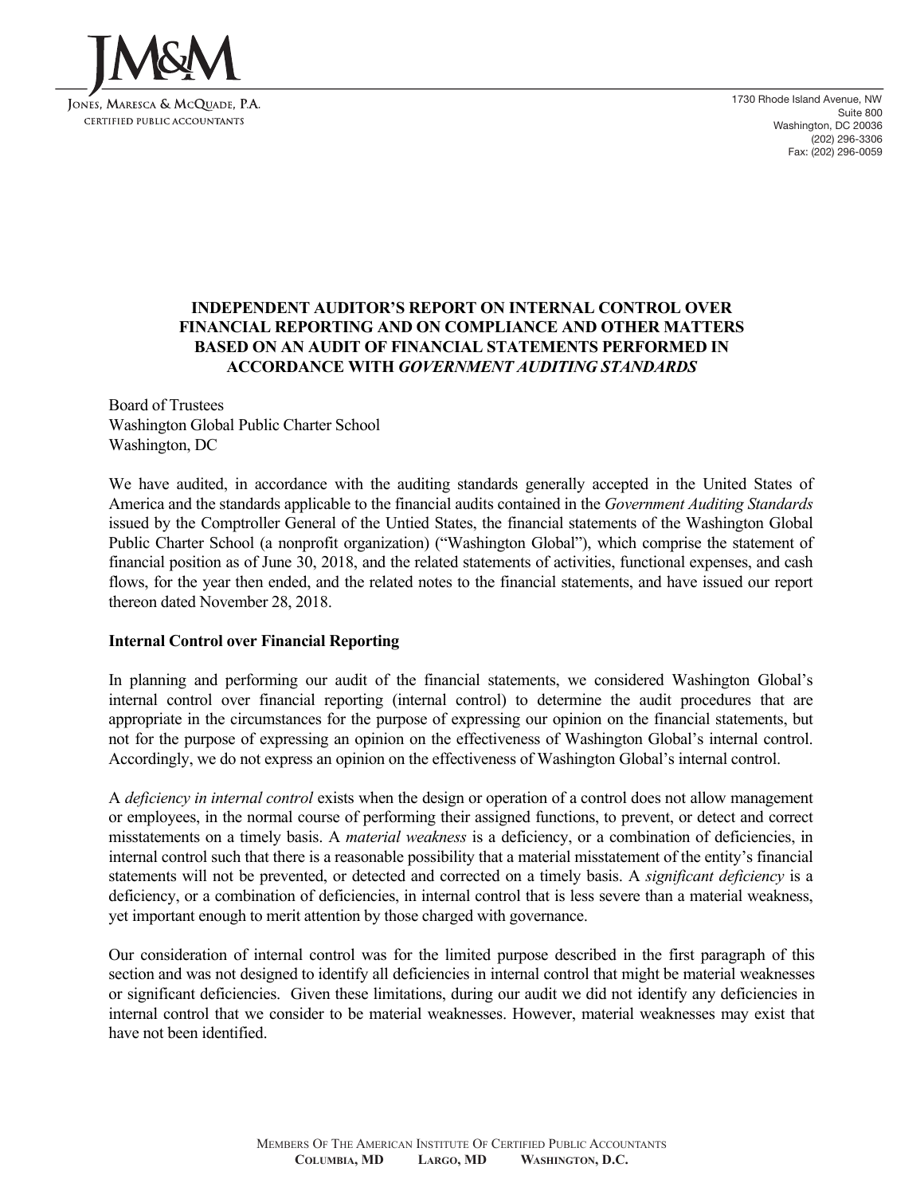JM&M

Jones, Maresca & McQuade, P.A.
Certified Public Accountants

1730 Rhode Island Avenue, NW
Suite 800
Washington, DC 20036
(202) 296-3306
Fax: (202) 296-0059

## INDEPENDENT AUDITOR'S REPORT ON INTERNAL CONTROL OVER FINANCIAL REPORTING AND ON COMPLIANCE AND OTHER MATTERS BASED ON AN AUDIT OF FINANCIAL STATEMENTS PERFORMED IN ACCORDANCE WITH *GOVERNMENT AUDITING STANDARDS*

Board of Trustees
Washington Global Public Charter School
Washington, DC

We have audited, in accordance with the auditing standards generally accepted in the United States of America and the standards applicable to the financial audits contained in the *Government Auditing Standards* issued by the Comptroller General of the Untied States, the financial statements of the Washington Global Public Charter School (a nonprofit organization) ("Washington Global"), which comprise the statement of financial position as of June 30, 2018, and the related statements of activities, functional expenses, and cash flows, for the year then ended, and the related notes to the financial statements, and have issued our report thereon dated November 28, 2018.

**Internal Control over Financial Reporting**

In planning and performing our audit of the financial statements, we considered Washington Global's internal control over financial reporting (internal control) to determine the audit procedures that are appropriate in the circumstances for the purpose of expressing our opinion on the financial statements, but not for the purpose of expressing an opinion on the effectiveness of Washington Global's internal control. Accordingly, we do not express an opinion on the effectiveness of Washington Global's internal control.

A *deficiency in internal control* exists when the design or operation of a control does not allow management or employees, in the normal course of performing their assigned functions, to prevent, or detect and correct misstatements on a timely basis. A *material weakness* is a deficiency, or a combination of deficiencies, in internal control such that there is a reasonable possibility that a material misstatement of the entity's financial statements will not be prevented, or detected and corrected on a timely basis. A *significant deficiency* is a deficiency, or a combination of deficiencies, in internal control that is less severe than a material weakness, yet important enough to merit attention by those charged with governance.

Our consideration of internal control was for the limited purpose described in the first paragraph of this section and was not designed to identify all deficiencies in internal control that might be material weaknesses or significant deficiencies. Given these limitations, during our audit we did not identify any deficiencies in internal control that we consider to be material weaknesses. However, material weaknesses may exist that have not been identified.

Members Of The American Institute Of Certified Public Accountants
**Columbia, MD Largo, MD Washington, D.C.**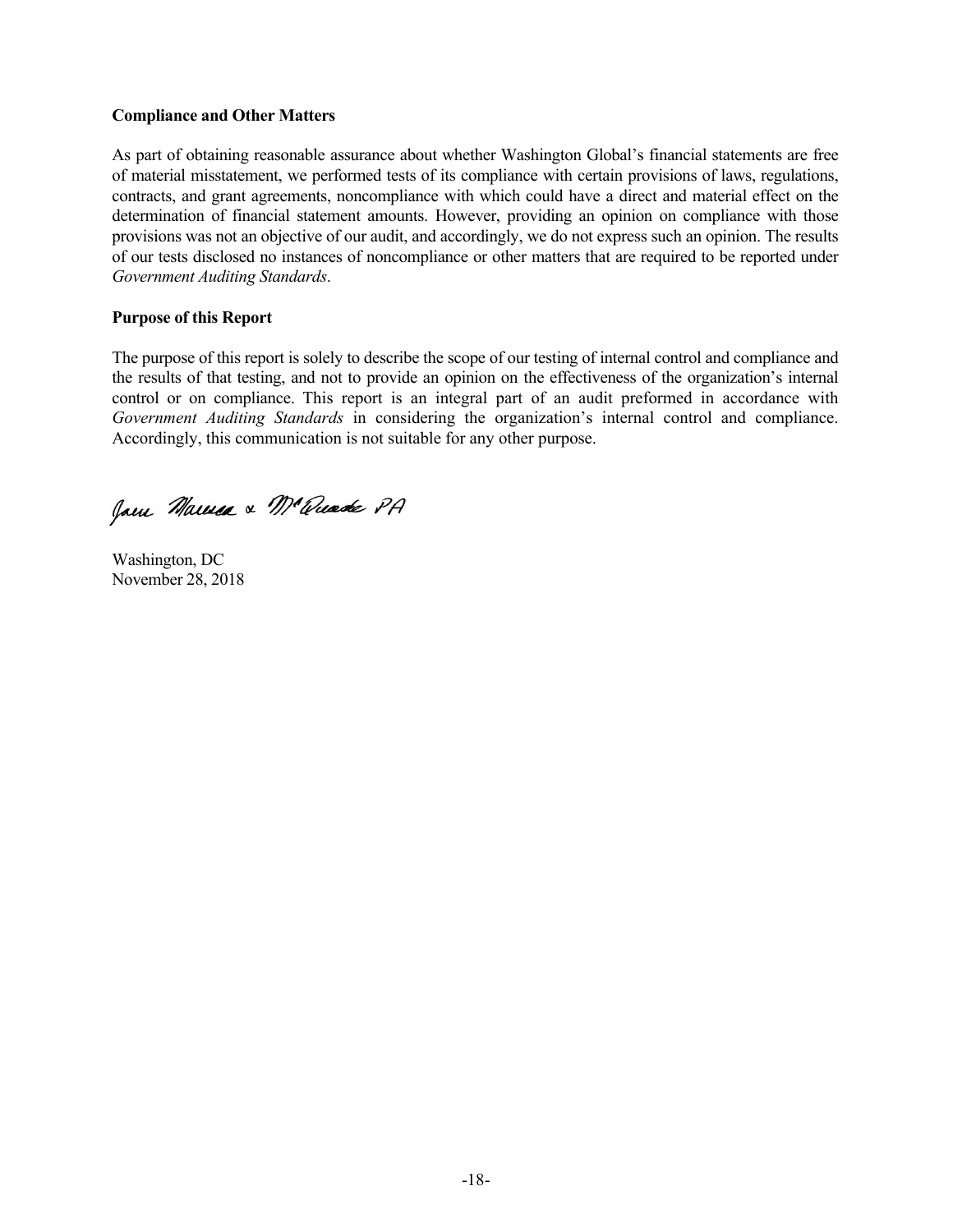**Compliance and Other Matters**

As part of obtaining reasonable assurance about whether Washington Global's financial statements are free of material misstatement, we performed tests of its compliance with certain provisions of laws, regulations, contracts, and grant agreements, noncompliance with which could have a direct and material effect on the determination of financial statement amounts. However, providing an opinion on compliance with those provisions was not an objective of our audit, and accordingly, we do not express such an opinion. The results of our tests disclosed no instances of noncompliance or other matters that are required to be reported under *Government Auditing Standards*.

**Purpose of this Report**

The purpose of this report is solely to describe the scope of our testing of internal control and compliance and the results of that testing, and not to provide an opinion on the effectiveness of the organization's internal control or on compliance. This report is an integral part of an audit preformed in accordance with *Government Auditing Standards* in considering the organization's internal control and compliance. Accordingly, this communication is not suitable for any other purpose.

Jones Marcuse & McQuade PA

Washington, DC
November 28, 2018